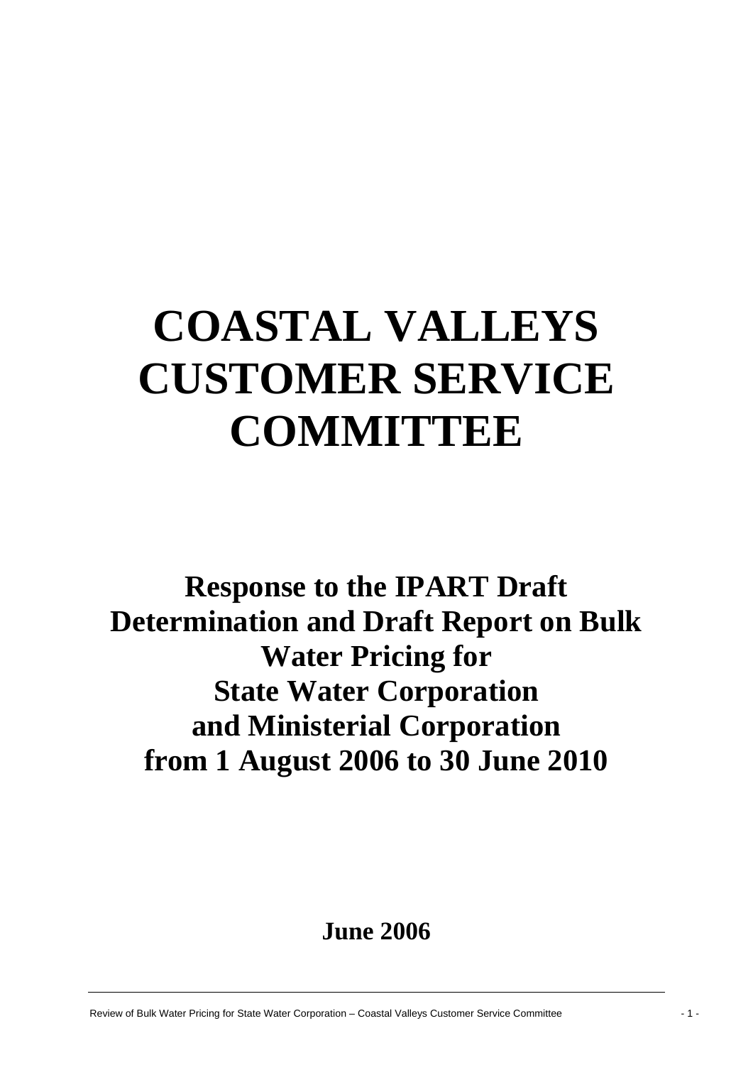# COASTAL VALLEYS CUSTOMER SERVICE COMMITTEE

## Response to the IPART Draft Determination and Draft Report on Bulk Water Pricing for State Water Corporation and Ministerial Corporation from 1 August 2006 to 30 June 2010

**June 2006**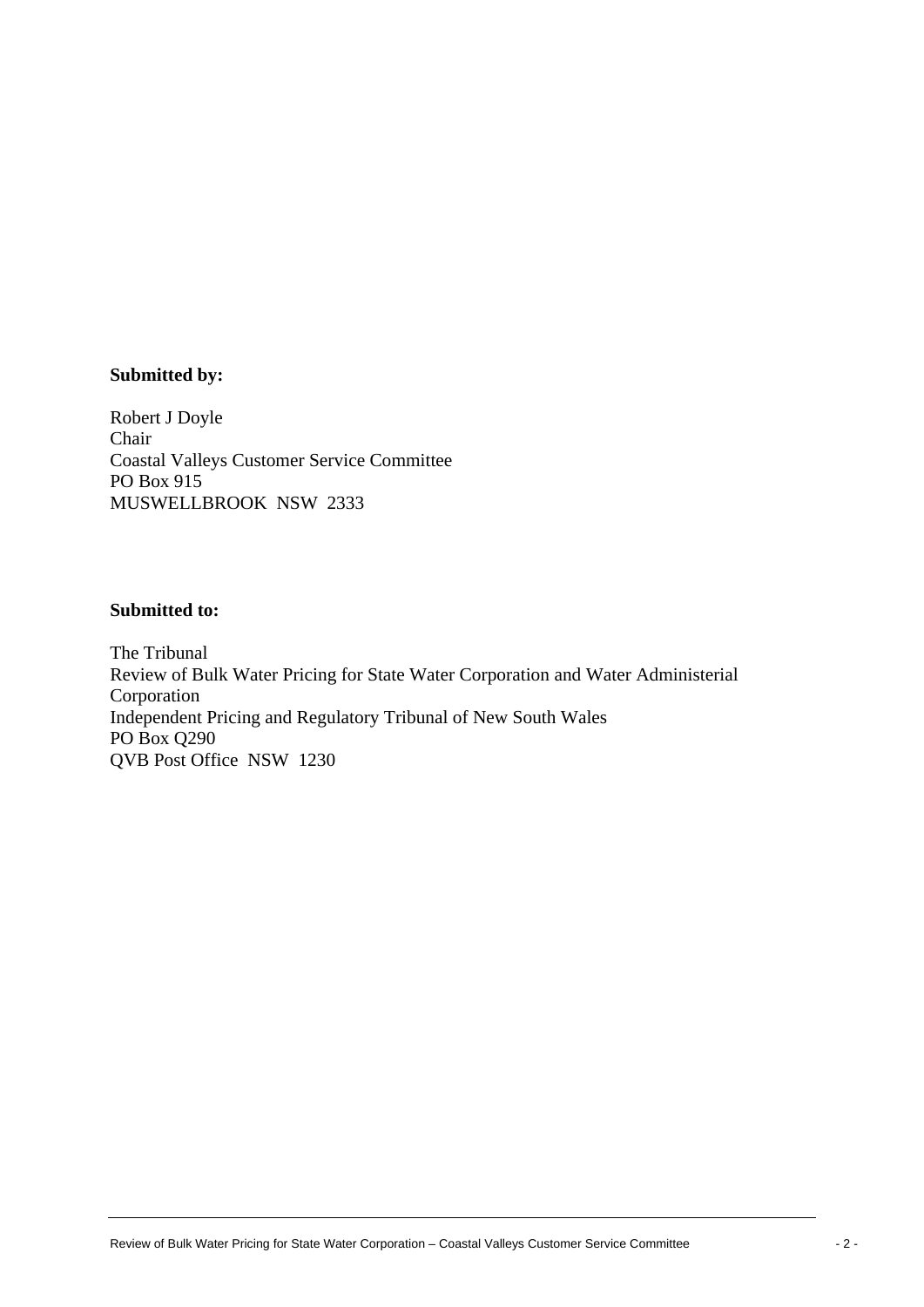**Submitted by:**

Robert J Doyle
Chair
Coastal Valleys Customer Service Committee
PO Box 915
MUSWELLBROOK NSW 2333

**Submitted to:**

The Tribunal
Review of Bulk Water Pricing for State Water Corporation and Water Administerial Corporation
Independent Pricing and Regulatory Tribunal of New South Wales
PO Box Q290
QVB Post Office NSW 1230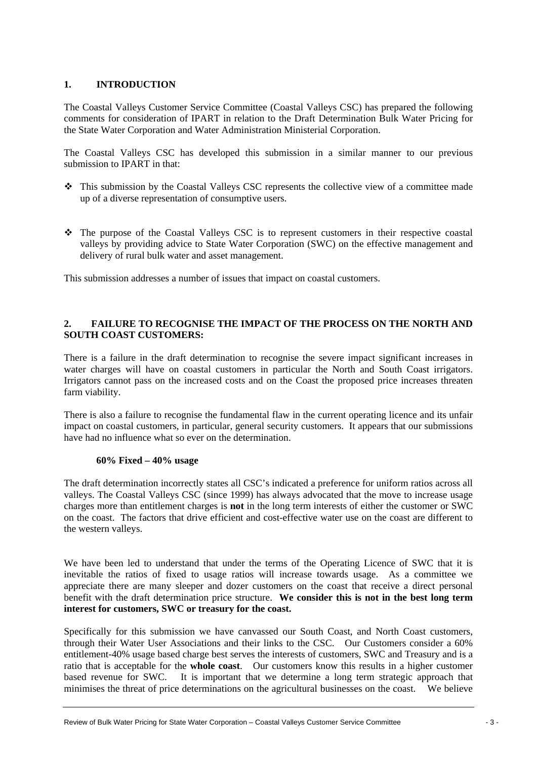## 1. INTRODUCTION

The Coastal Valleys Customer Service Committee (Coastal Valleys CSC) has prepared the following comments for consideration of IPART in relation to the Draft Determination Bulk Water Pricing for the State Water Corporation and Water Administration Ministerial Corporation.

The Coastal Valleys CSC has developed this submission in a similar manner to our previous submission to IPART in that:

- This submission by the Coastal Valleys CSC represents the collective view of a committee made up of a diverse representation of consumptive users.
- The purpose of the Coastal Valleys CSC is to represent customers in their respective coastal valleys by providing advice to State Water Corporation (SWC) on the effective management and delivery of rural bulk water and asset management.

This submission addresses a number of issues that impact on coastal customers.

## 2. FAILURE TO RECOGNISE THE IMPACT OF THE PROCESS ON THE NORTH AND SOUTH COAST CUSTOMERS:

There is a failure in the draft determination to recognise the severe impact significant increases in water charges will have on coastal customers in particular the North and South Coast irrigators. Irrigators cannot pass on the increased costs and on the Coast the proposed price increases threaten farm viability.

There is also a failure to recognise the fundamental flaw in the current operating licence and its unfair impact on coastal customers, in particular, general security customers. It appears that our submissions have had no influence what so ever on the determination.

### 60% Fixed – 40% usage

The draft determination incorrectly states all CSC's indicated a preference for uniform ratios across all valleys. The Coastal Valleys CSC (since 1999) has always advocated that the move to increase usage charges more than entitlement charges is **not** in the long term interests of either the customer or SWC on the coast. The factors that drive efficient and cost-effective water use on the coast are different to the western valleys.

We have been led to understand that under the terms of the Operating Licence of SWC that it is inevitable the ratios of fixed to usage ratios will increase towards usage. As a committee we appreciate there are many sleeper and dozer customers on the coast that receive a direct personal benefit with the draft determination price structure. **We consider this is not in the best long term interest for customers, SWC or treasury for the coast.**

Specifically for this submission we have canvassed our South Coast, and North Coast customers, through their Water User Associations and their links to the CSC. Our Customers consider a 60% entitlement-40% usage based charge best serves the interests of customers, SWC and Treasury and is a ratio that is acceptable for the **whole coast**. Our customers know this results in a higher customer based revenue for SWC. It is important that we determine a long term strategic approach that minimises the threat of price determinations on the agricultural businesses on the coast. We believe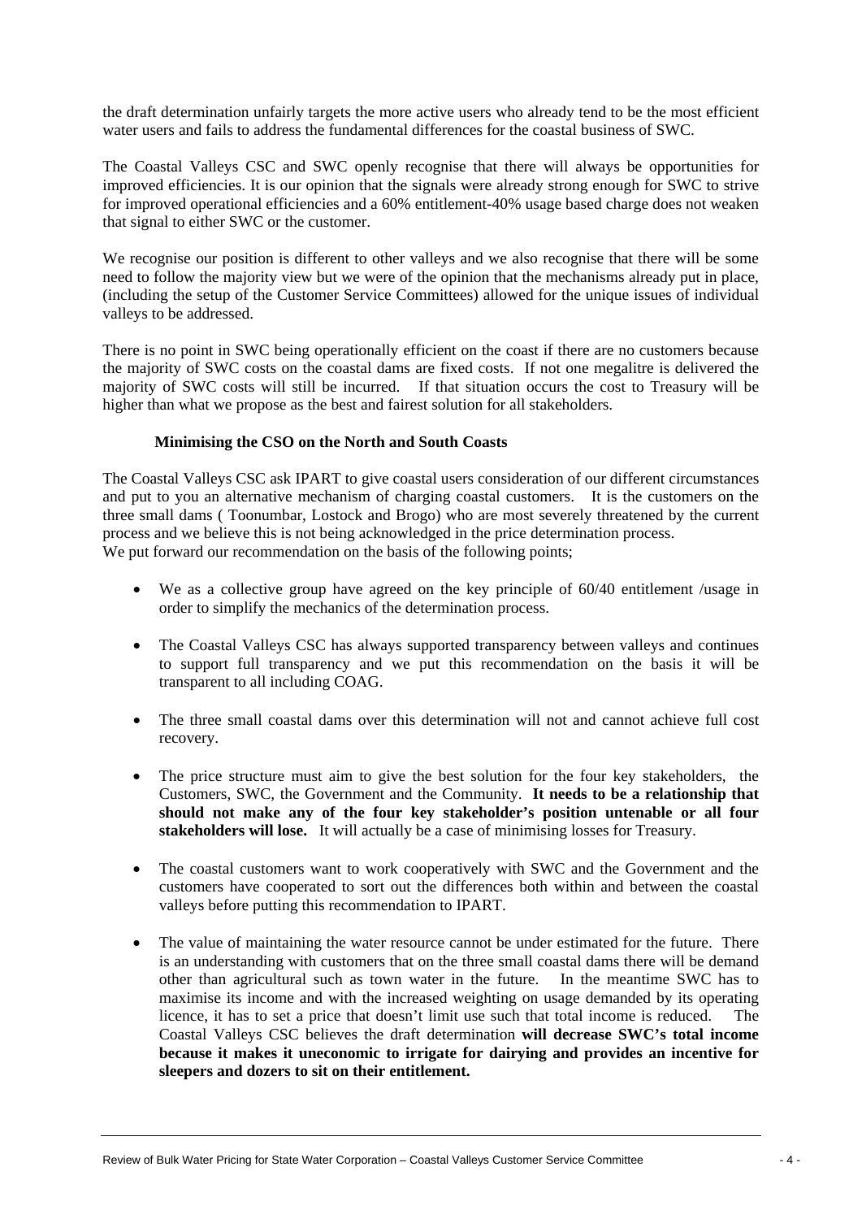the draft determination unfairly targets the more active users who already tend to be the most efficient water users and fails to address the fundamental differences for the coastal business of SWC.

The Coastal Valleys CSC and SWC openly recognise that there will always be opportunities for improved efficiencies. It is our opinion that the signals were already strong enough for SWC to strive for improved operational efficiencies and a 60% entitlement-40% usage based charge does not weaken that signal to either SWC or the customer.

We recognise our position is different to other valleys and we also recognise that there will be some need to follow the majority view but we were of the opinion that the mechanisms already put in place, (including the setup of the Customer Service Committees) allowed for the unique issues of individual valleys to be addressed.

There is no point in SWC being operationally efficient on the coast if there are no customers because the majority of SWC costs on the coastal dams are fixed costs. If not one megalitre is delivered the majority of SWC costs will still be incurred. If that situation occurs the cost to Treasury will be higher than what we propose as the best and fairest solution for all stakeholders.

### Minimising the CSO on the North and South Coasts

The Coastal Valleys CSC ask IPART to give coastal users consideration of our different circumstances and put to you an alternative mechanism of charging coastal customers. It is the customers on the three small dams ( Toonumbar, Lostock and Brogo) who are most severely threatened by the current process and we believe this is not being acknowledged in the price determination process.
We put forward our recommendation on the basis of the following points;

- We as a collective group have agreed on the key principle of 60/40 entitlement /usage in order to simplify the mechanics of the determination process.
- The Coastal Valleys CSC has always supported transparency between valleys and continues to support full transparency and we put this recommendation on the basis it will be transparent to all including COAG.
- The three small coastal dams over this determination will not and cannot achieve full cost recovery.
- The price structure must aim to give the best solution for the four key stakeholders, the Customers, SWC, the Government and the Community. **It needs to be a relationship that should not make any of the four key stakeholder's position untenable or all four stakeholders will lose.** It will actually be a case of minimising losses for Treasury.
- The coastal customers want to work cooperatively with SWC and the Government and the customers have cooperated to sort out the differences both within and between the coastal valleys before putting this recommendation to IPART.
- The value of maintaining the water resource cannot be under estimated for the future. There is an understanding with customers that on the three small coastal dams there will be demand other than agricultural such as town water in the future. In the meantime SWC has to maximise its income and with the increased weighting on usage demanded by its operating licence, it has to set a price that doesn't limit use such that total income is reduced. The Coastal Valleys CSC believes the draft determination **will decrease SWC's total income because it makes it uneconomic to irrigate for dairying and provides an incentive for sleepers and dozers to sit on their entitlement.**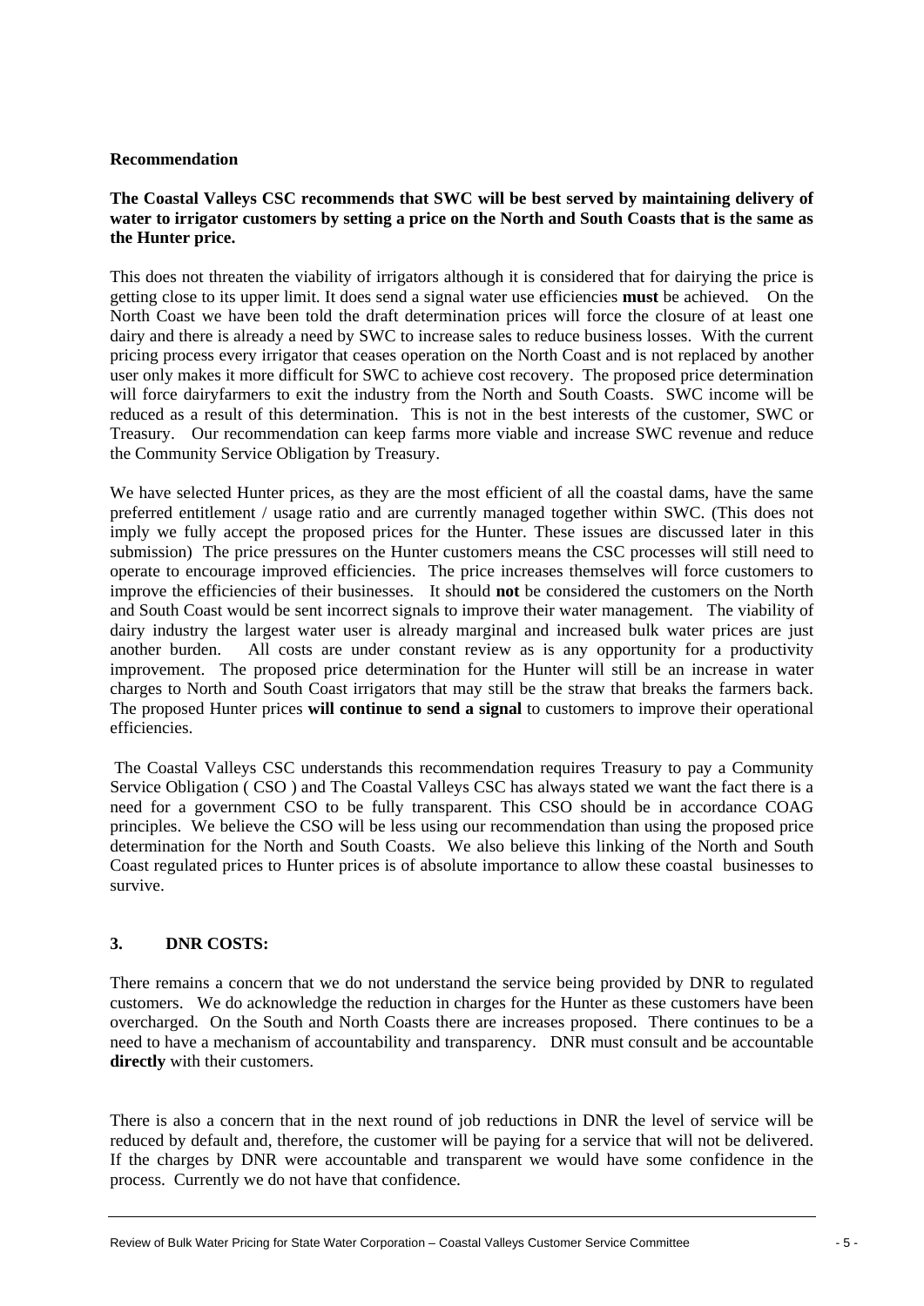**Recommendation**

**The Coastal Valleys CSC recommends that SWC will be best served by maintaining delivery of water to irrigator customers by setting a price on the North and South Coasts that is the same as the Hunter price.**

This does not threaten the viability of irrigators although it is considered that for dairying the price is getting close to its upper limit. It does send a signal water use efficiencies **must** be achieved. On the North Coast we have been told the draft determination prices will force the closure of at least one dairy and there is already a need by SWC to increase sales to reduce business losses. With the current pricing process every irrigator that ceases operation on the North Coast and is not replaced by another user only makes it more difficult for SWC to achieve cost recovery. The proposed price determination will force dairyfarmers to exit the industry from the North and South Coasts. SWC income will be reduced as a result of this determination. This is not in the best interests of the customer, SWC or Treasury. Our recommendation can keep farms more viable and increase SWC revenue and reduce the Community Service Obligation by Treasury.

We have selected Hunter prices, as they are the most efficient of all the coastal dams, have the same preferred entitlement / usage ratio and are currently managed together within SWC. (This does not imply we fully accept the proposed prices for the Hunter. These issues are discussed later in this submission) The price pressures on the Hunter customers means the CSC processes will still need to operate to encourage improved efficiencies. The price increases themselves will force customers to improve the efficiencies of their businesses. It should **not** be considered the customers on the North and South Coast would be sent incorrect signals to improve their water management. The viability of dairy industry the largest water user is already marginal and increased bulk water prices are just another burden. All costs are under constant review as is any opportunity for a productivity improvement. The proposed price determination for the Hunter will still be an increase in water charges to North and South Coast irrigators that may still be the straw that breaks the farmers back. The proposed Hunter prices **will continue to send a signal** to customers to improve their operational efficiencies.

The Coastal Valleys CSC understands this recommendation requires Treasury to pay a Community Service Obligation ( CSO ) and The Coastal Valleys CSC has always stated we want the fact there is a need for a government CSO to be fully transparent. This CSO should be in accordance COAG principles. We believe the CSO will be less using our recommendation than using the proposed price determination for the North and South Coasts. We also believe this linking of the North and South Coast regulated prices to Hunter prices is of absolute importance to allow these coastal businesses to survive.

## 3. DNR COSTS:

There remains a concern that we do not understand the service being provided by DNR to regulated customers. We do acknowledge the reduction in charges for the Hunter as these customers have been overcharged. On the South and North Coasts there are increases proposed. There continues to be a need to have a mechanism of accountability and transparency. DNR must consult and be accountable **directly** with their customers.

There is also a concern that in the next round of job reductions in DNR the level of service will be reduced by default and, therefore, the customer will be paying for a service that will not be delivered. If the charges by DNR were accountable and transparent we would have some confidence in the process. Currently we do not have that confidence.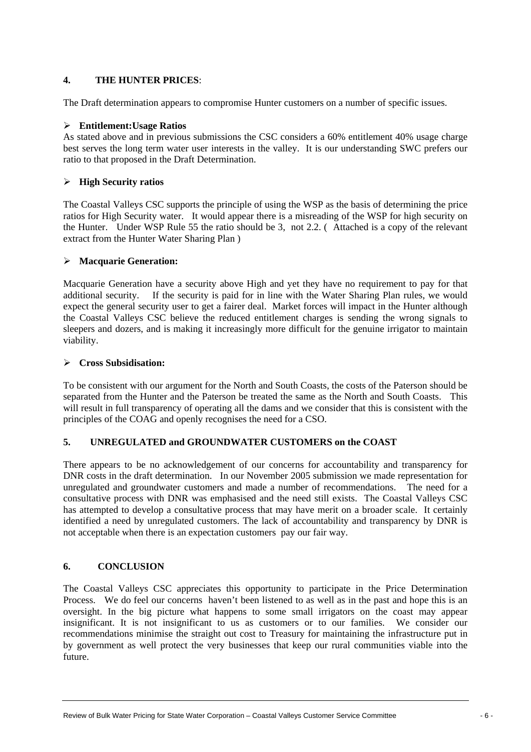## 4. THE HUNTER PRICES:

The Draft determination appears to compromise Hunter customers on a number of specific issues.

- **Entitlement:Usage Ratios**

As stated above and in previous submissions the CSC considers a 60% entitlement 40% usage charge best serves the long term water user interests in the valley. It is our understanding SWC prefers our ratio to that proposed in the Draft Determination.

- **High Security ratios**

The Coastal Valleys CSC supports the principle of using the WSP as the basis of determining the price ratios for High Security water. It would appear there is a misreading of the WSP for high security on the Hunter. Under WSP Rule 55 the ratio should be 3, not 2.2. ( Attached is a copy of the relevant extract from the Hunter Water Sharing Plan )

- **Macquarie Generation:**

Macquarie Generation have a security above High and yet they have no requirement to pay for that additional security. If the security is paid for in line with the Water Sharing Plan rules, we would expect the general security user to get a fairer deal. Market forces will impact in the Hunter although the Coastal Valleys CSC believe the reduced entitlement charges is sending the wrong signals to sleepers and dozers, and is making it increasingly more difficult for the genuine irrigator to maintain viability.

- **Cross Subsidisation:**

To be consistent with our argument for the North and South Coasts, the costs of the Paterson should be separated from the Hunter and the Paterson be treated the same as the North and South Coasts. This will result in full transparency of operating all the dams and we consider that this is consistent with the principles of the COAG and openly recognises the need for a CSO.

## 5. UNREGULATED and GROUNDWATER CUSTOMERS on the COAST

There appears to be no acknowledgement of our concerns for accountability and transparency for DNR costs in the draft determination. In our November 2005 submission we made representation for unregulated and groundwater customers and made a number of recommendations. The need for a consultative process with DNR was emphasised and the need still exists. The Coastal Valleys CSC has attempted to develop a consultative process that may have merit on a broader scale. It certainly identified a need by unregulated customers. The lack of accountability and transparency by DNR is not acceptable when there is an expectation customers pay our fair way.

## 6. CONCLUSION

The Coastal Valleys CSC appreciates this opportunity to participate in the Price Determination Process. We do feel our concerns haven't been listened to as well as in the past and hope this is an oversight. In the big picture what happens to some small irrigators on the coast may appear insignificant. It is not insignificant to us as customers or to our families. We consider our recommendations minimise the straight out cost to Treasury for maintaining the infrastructure put in by government as well protect the very businesses that keep our rural communities viable into the future.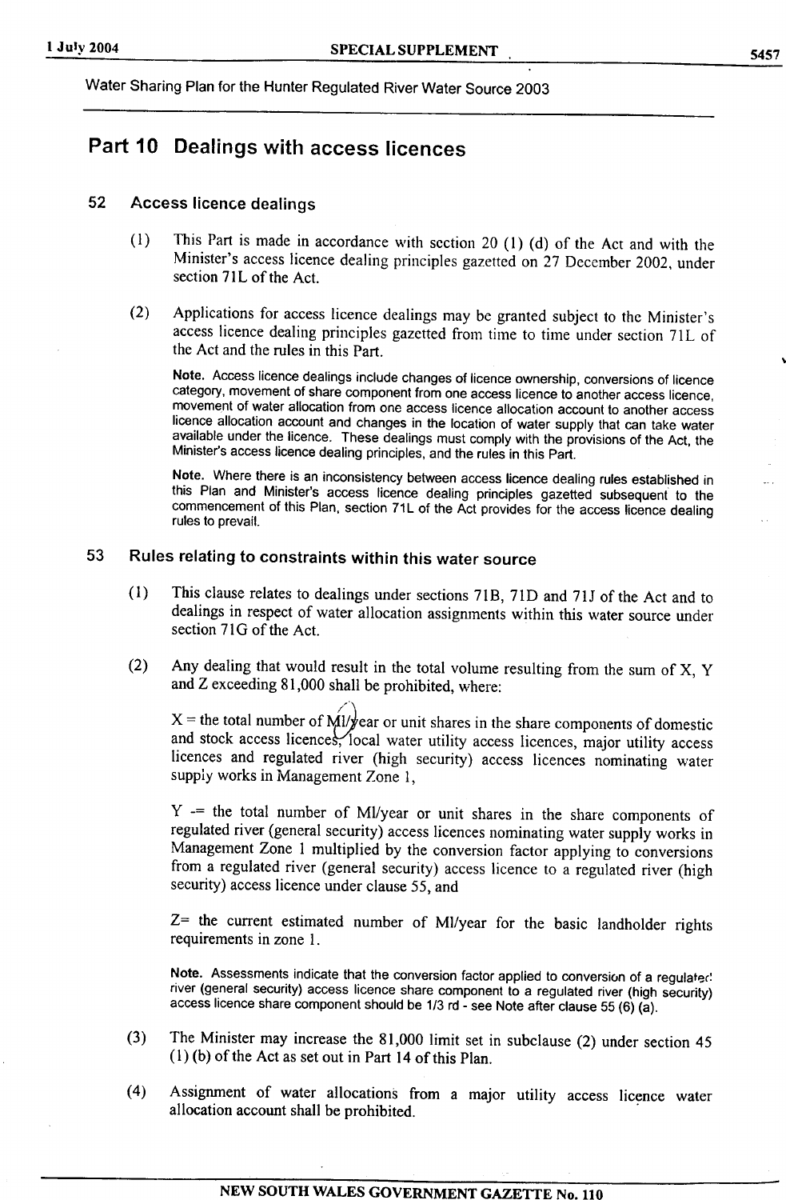Water Sharing Plan for the Hunter Regulated River Water Source 2003

## Part 10 Dealings with access licences

### 52 Access licence dealings

(1) This Part is made in accordance with section 20 (1) (d) of the Act and with the Minister's access licence dealing principles gazetted on 27 December 2002, under section 71L of the Act.

(2) Applications for access licence dealings may be granted subject to the Minister's access licence dealing principles gazetted from time to time under section 71L of the Act and the rules in this Part.

**Note.** Access licence dealings include changes of licence ownership, conversions of licence category, movement of share component from one access licence to another access licence, movement of water allocation from one access licence allocation account to another access licence allocation account and changes in the location of water supply that can take water available under the licence. These dealings must comply with the provisions of the Act, the Minister's access licence dealing principles, and the rules in this Part.

**Note.** Where there is an inconsistency between access licence dealing rules established in this Plan and Minister's access licence dealing principles gazetted subsequent to the commencement of this Plan, section 71L of the Act provides for the access licence dealing rules to prevail.

### 53 Rules relating to constraints within this water source

(1) This clause relates to dealings under sections 71B, 71D and 71J of the Act and to dealings in respect of water allocation assignments within this water source under section 71G of the Act.

(2) Any dealing that would result in the total volume resulting from the sum of X, Y and Z exceeding 81,000 shall be prohibited, where:

X = the total number of Ml/year or unit shares in the share components of domestic and stock access licences, local water utility access licences, major utility access licences and regulated river (high security) access licences nominating water supply works in Management Zone 1,

Y = the total number of Ml/year or unit shares in the share components of regulated river (general security) access licences nominating water supply works in Management Zone 1 multiplied by the conversion factor applying to conversions from a regulated river (general security) access licence to a regulated river (high security) access licence under clause 55, and

Z= the current estimated number of Ml/year for the basic landholder rights requirements in zone 1.

**Note.** Assessments indicate that the conversion factor applied to conversion of a regulated river (general security) access licence share component to a regulated river (high security) access licence share component should be 1/3 rd - see Note after clause 55 (6) (a).

(3) The Minister may increase the 81,000 limit set in subclause (2) under section 45 (1) (b) of the Act as set out in Part 14 of this Plan.

(4) Assignment of water allocations from a major utility access licence water allocation account shall be prohibited.